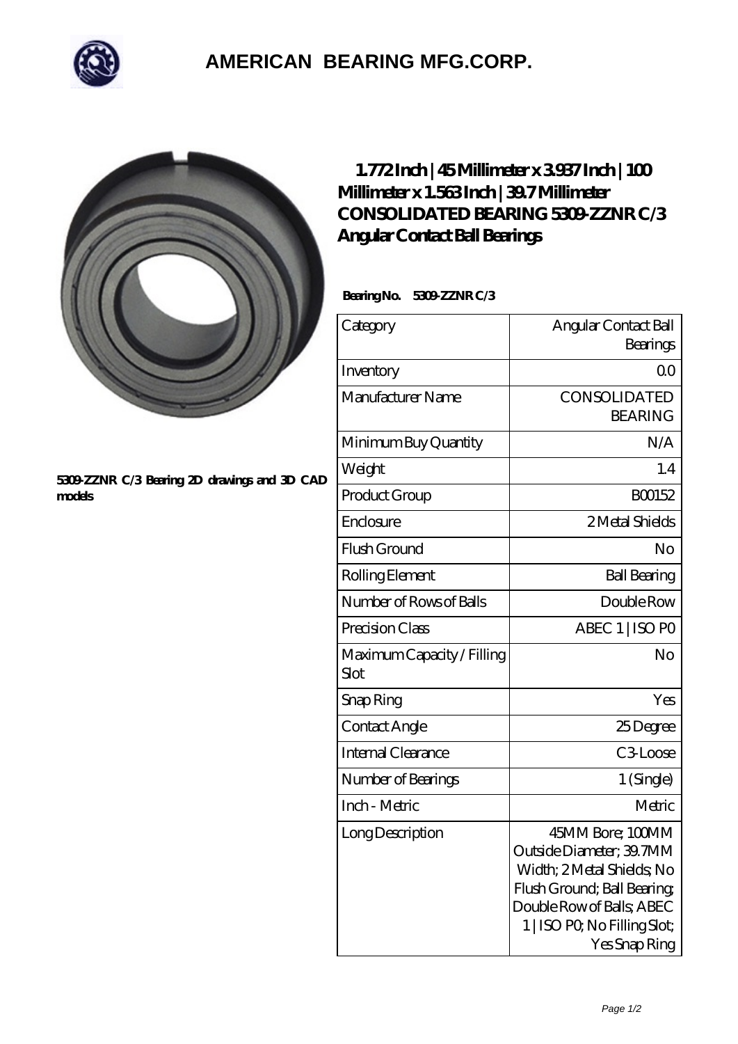# AMERICAN BEARING MFG.CORP.

5309-ZZNR C/3 Bearing 2D drawings and 3D CAD models

## 1.772 Inch | 45 Millimeter x 3.937 Inch | 100 Millimeter x 1.563 Inch | 39.7 Millimeter CONSOLIDATED BEARING 5309-ZZNR C/3 Angular Contact Ball Bearings

**Bearing No. 5309-ZZNR C/3**

| Category | Angular Contact Ball Bearings |
|---|---|
| Inventory | 0.0 |
| Manufacturer Name | CONSOLIDATED BEARING |
| Minimum Buy Quantity | N/A |
| Weight | 1.4 |
| Product Group | B00152 |
| Enclosure | 2 Metal Shields |
| Flush Ground | No |
| Rolling Element | Ball Bearing |
| Number of Rows of Balls | Double Row |
| Precision Class | ABEC 1 \| ISO P0 |
| Maximum Capacity / Filling Slot | No |
| Snap Ring | Yes |
| Contact Angle | 25 Degree |
| Internal Clearance | C3-Loose |
| Number of Bearings | 1 (Single) |
| Inch - Metric | Metric |
| Long Description | 45MM Bore; 100MM Outside Diameter; 39.7MM Width; 2 Metal Shields; No Flush Ground; Ball Bearing; Double Row of Balls; ABEC 1 \| ISO P0; No Filling Slot; Yes Snap Ring |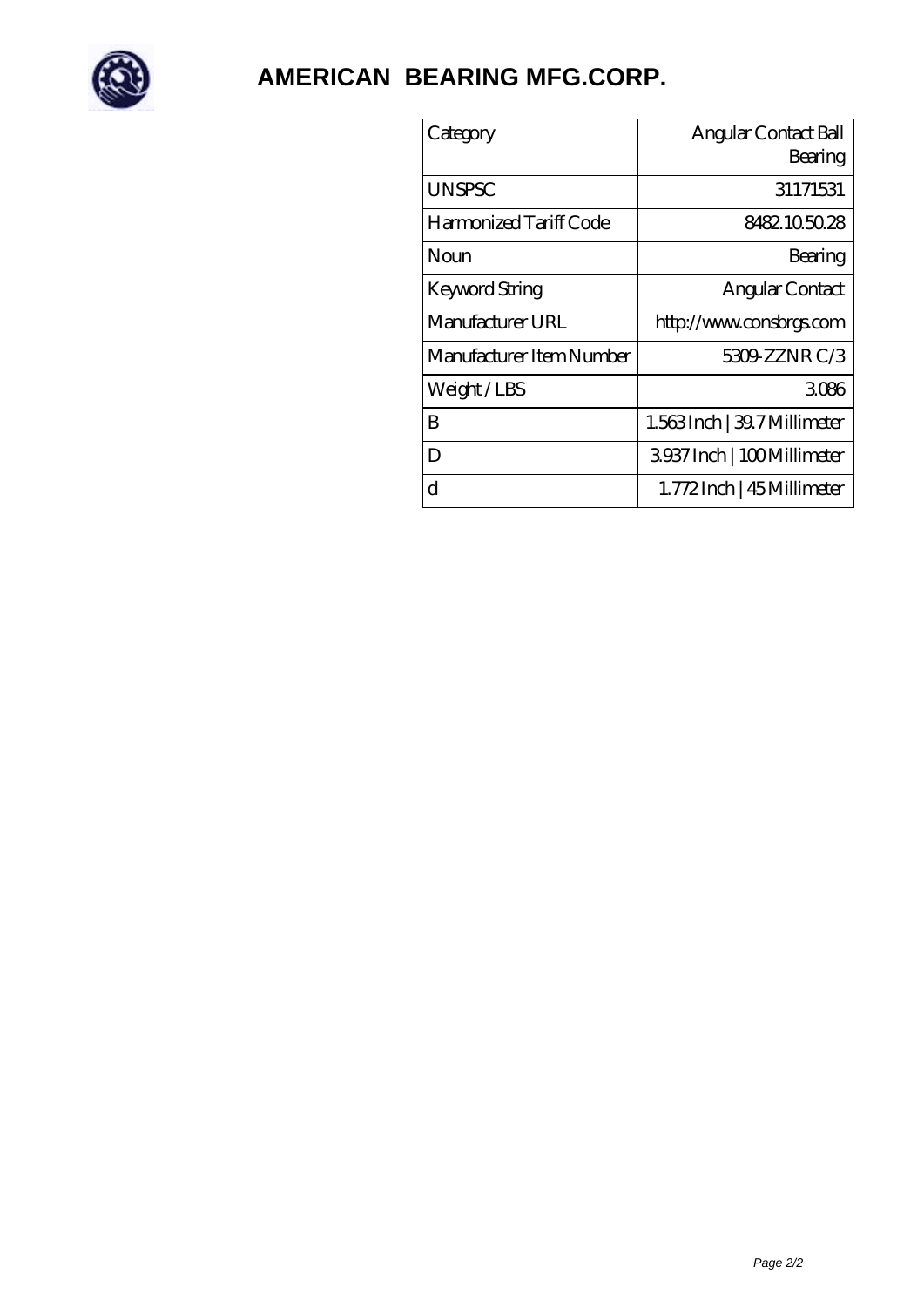# AMERICAN BEARING MFG.CORP.

| | |
|---|---|
| Category | Angular Contact Ball Bearing |
| UNSPSC | 31171531 |
| Harmonized Tariff Code | 8482.10.50.28 |
| Noun | Bearing |
| Keyword String | Angular Contact |
| Manufacturer URL | http://www.consbrgs.com |
| Manufacturer Item Number | 5309-ZZNR C/3 |
| Weight / LBS | 3.086 |
| B | 1.563 Inch \| 39.7 Millimeter |
| D | 3.937 Inch \| 100 Millimeter |
| d | 1.772 Inch \| 45 Millimeter |